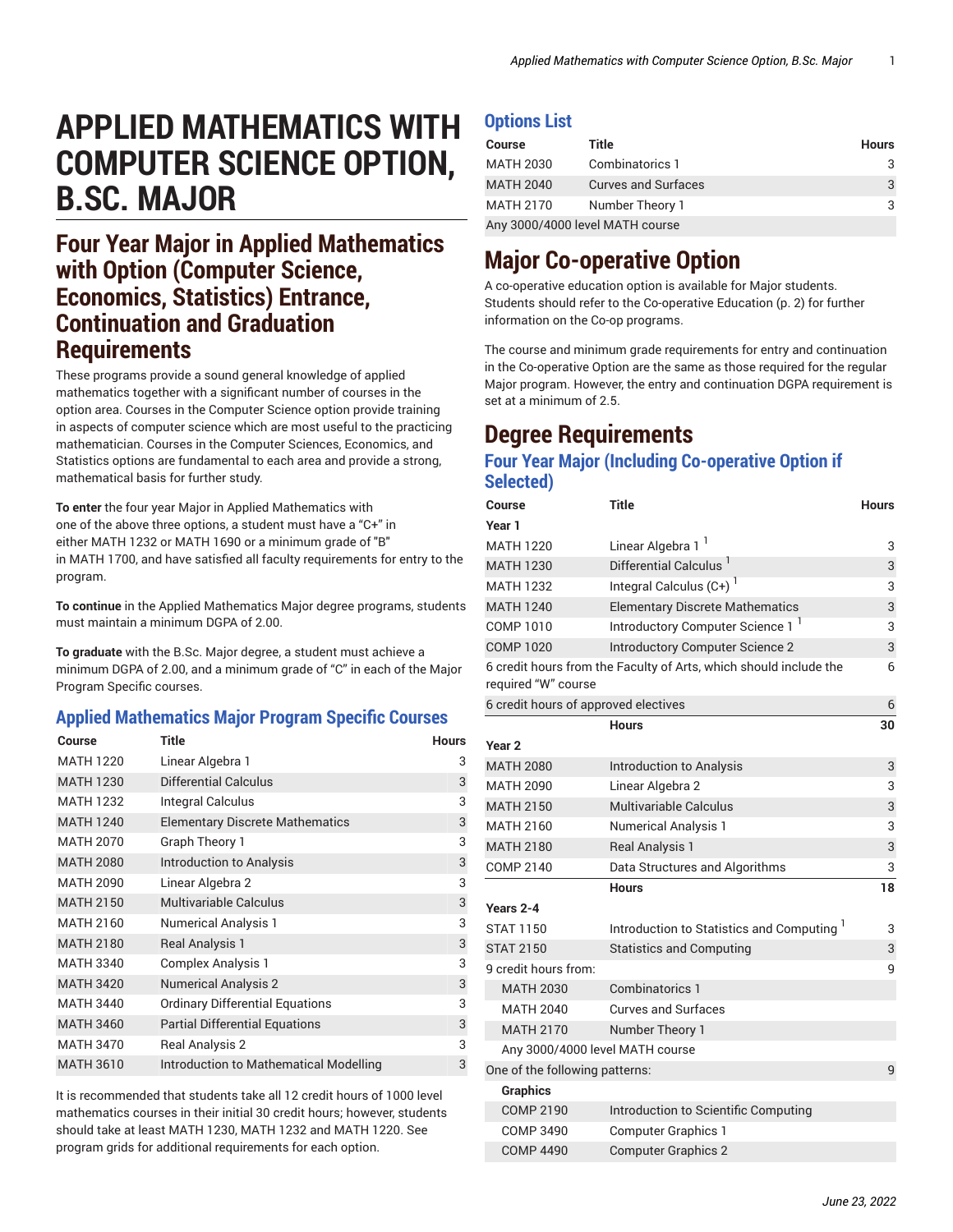# APPLIED MATHEMATICS WITH COMPUTER SCIENCE OPTION, B.SC. MAJOR

## Four Year Major in Applied Mathematics with Option (Computer Science, Economics, Statistics) Entrance, Continuation and Graduation Requirements

These programs provide a sound general knowledge of applied mathematics together with a significant number of courses in the option area. Courses in the Computer Science option provide training in aspects of computer science which are most useful to the practicing mathematician. Courses in the Computer Sciences, Economics, and Statistics options are fundamental to each area and provide a strong, mathematical basis for further study.

**To enter** the four year Major in Applied Mathematics with one of the above three options, a student must have a "C+" in either MATH 1232 or MATH 1690 or a minimum grade of "B" in MATH 1700, and have satisfied all faculty requirements for entry to the program.

**To continue** in the Applied Mathematics Major degree programs, students must maintain a minimum DGPA of 2.00.

**To graduate** with the B.Sc. Major degree, a student must achieve a minimum DGPA of 2.00, and a minimum grade of "C" in each of the Major Program Specific courses.

### Applied Mathematics Major Program Specific Courses

| Course | Title | Hours |
|---|---|---|
| MATH 1220 | Linear Algebra 1 | 3 |
| MATH 1230 | Differential Calculus | 3 |
| MATH 1232 | Integral Calculus | 3 |
| MATH 1240 | Elementary Discrete Mathematics | 3 |
| MATH 2070 | Graph Theory 1 | 3 |
| MATH 2080 | Introduction to Analysis | 3 |
| MATH 2090 | Linear Algebra 2 | 3 |
| MATH 2150 | Multivariable Calculus | 3 |
| MATH 2160 | Numerical Analysis 1 | 3 |
| MATH 2180 | Real Analysis 1 | 3 |
| MATH 3340 | Complex Analysis 1 | 3 |
| MATH 3420 | Numerical Analysis 2 | 3 |
| MATH 3440 | Ordinary Differential Equations | 3 |
| MATH 3460 | Partial Differential Equations | 3 |
| MATH 3470 | Real Analysis 2 | 3 |
| MATH 3610 | Introduction to Mathematical Modelling | 3 |

It is recommended that students take all 12 credit hours of 1000 level mathematics courses in their initial 30 credit hours; however, students should take at least MATH 1230, MATH 1232 and MATH 1220. See program grids for additional requirements for each option.

### Options List

| Course | Title | Hours |
|---|---|---|
| MATH 2030 | Combinatorics 1 | 3 |
| MATH 2040 | Curves and Surfaces | 3 |
| MATH 2170 | Number Theory 1 | 3 |
| Any 3000/4000 level MATH course | | |

## Major Co-operative Option

A co-operative education option is available for Major students. Students should refer to the Co-operative Education (p. 2) for further information on the Co-op programs.

The course and minimum grade requirements for entry and continuation in the Co-operative Option are the same as those required for the regular Major program. However, the entry and continuation DGPA requirement is set at a minimum of 2.5.

## Degree Requirements

### Four Year Major (Including Co-operative Option if Selected)

| Course | Title | Hours |
|---|---|---|
| **Year 1** | | |
| MATH 1220 | Linear Algebra 1 [1] | 3 |
| MATH 1230 | Differential Calculus [1] | 3 |
| MATH 1232 | Integral Calculus (C+) [1] | 3 |
| MATH 1240 | Elementary Discrete Mathematics | 3 |
| COMP 1010 | Introductory Computer Science 1 [1] | 3 |
| COMP 1020 | Introductory Computer Science 2 | 3 |
| 6 credit hours from the Faculty of Arts, which should include the required "W" course | | 6 |
| 6 credit hours of approved electives | | 6 |
| | **Hours** | **30** |
| **Year 2** | | |
| MATH 2080 | Introduction to Analysis | 3 |
| MATH 2090 | Linear Algebra 2 | 3 |
| MATH 2150 | Multivariable Calculus | 3 |
| MATH 2160 | Numerical Analysis 1 | 3 |
| MATH 2180 | Real Analysis 1 | 3 |
| COMP 2140 | Data Structures and Algorithms | 3 |
| | **Hours** | **18** |
| **Years 2-4** | | |
| STAT 1150 | Introduction to Statistics and Computing [1] | 3 |
| STAT 2150 | Statistics and Computing | 3 |
| 9 credit hours from: | | 9 |
| MATH 2030 | Combinatorics 1 | |
| MATH 2040 | Curves and Surfaces | |
| MATH 2170 | Number Theory 1 | |
| Any 3000/4000 level MATH course | | |
| One of the following patterns: | | 9 |
| **Graphics** | | |
| COMP 2190 | Introduction to Scientific Computing | |
| COMP 3490 | Computer Graphics 1 | |
| COMP 4490 | Computer Graphics 2 | |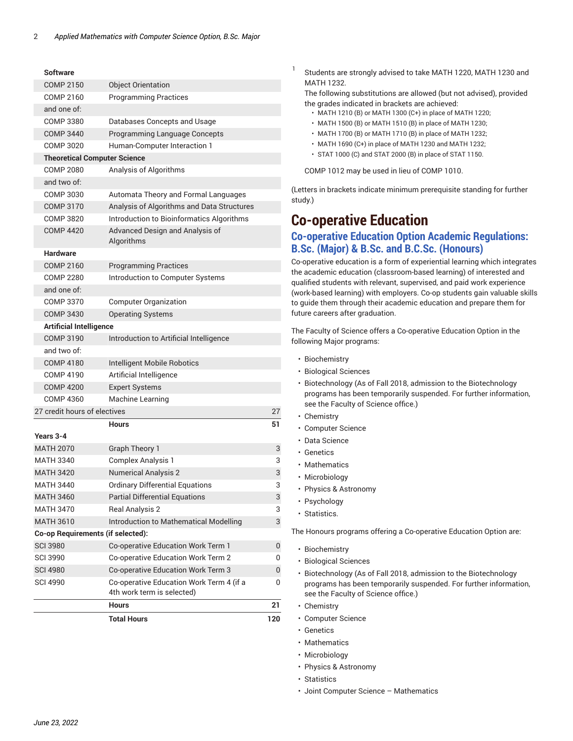| | | |
|---|---|---|
| **Software** | | |
| COMP 2150 | Object Orientation | |
| COMP 2160 | Programming Practices | |
| and one of: | | |
| COMP 3380 | Databases Concepts and Usage | |
| COMP 3440 | Programming Language Concepts | |
| COMP 3020 | Human-Computer Interaction 1 | |
| **Theoretical Computer Science** | | |
| COMP 2080 | Analysis of Algorithms | |
| and two of: | | |
| COMP 3030 | Automata Theory and Formal Languages | |
| COMP 3170 | Analysis of Algorithms and Data Structures | |
| COMP 3820 | Introduction to Bioinformatics Algorithms | |
| COMP 4420 | Advanced Design and Analysis of Algorithms | |
| **Hardware** | | |
| COMP 2160 | Programming Practices | |
| COMP 2280 | Introduction to Computer Systems | |
| and one of: | | |
| COMP 3370 | Computer Organization | |
| COMP 3430 | Operating Systems | |
| **Artificial Intelligence** | | |
| COMP 3190 | Introduction to Artificial Intelligence | |
| and two of: | | |
| COMP 4180 | Intelligent Mobile Robotics | |
| COMP 4190 | Artificial Intelligence | |
| COMP 4200 | Expert Systems | |
| COMP 4360 | Machine Learning | |
| 27 credit hours of electives | | 27 |
| | **Hours** | **51** |
| **Years 3-4** | | |
| MATH 2070 | Graph Theory 1 | 3 |
| MATH 3340 | Complex Analysis 1 | 3 |
| MATH 3420 | Numerical Analysis 2 | 3 |
| MATH 3440 | Ordinary Differential Equations | 3 |
| MATH 3460 | Partial Differential Equations | 3 |
| MATH 3470 | Real Analysis 2 | 3 |
| MATH 3610 | Introduction to Mathematical Modelling | 3 |
| **Co-op Requirements (if selected):** | | |
| SCI 3980 | Co-operative Education Work Term 1 | 0 |
| SCI 3990 | Co-operative Education Work Term 2 | 0 |
| SCI 4980 | Co-operative Education Work Term 3 | 0 |
| SCI 4990 | Co-operative Education Work Term 4 (if a 4th work term is selected) | 0 |
| | **Hours** | **21** |
| | **Total Hours** | **120** |

[1] Students are strongly advised to take MATH 1220, MATH 1230 and MATH 1232.
The following substitutions are allowed (but not advised), provided the grades indicated in brackets are achieved:

- MATH 1210 (B) or MATH 1300 (C+) in place of MATH 1220;
- MATH 1500 (B) or MATH 1510 (B) in place of MATH 1230;
- MATH 1700 (B) or MATH 1710 (B) in place of MATH 1232;
- MATH 1690 (C+) in place of MATH 1230 and MATH 1232;
- STAT 1000 (C) and STAT 2000 (B) in place of STAT 1150.

COMP 1012 may be used in lieu of COMP 1010.

(Letters in brackets indicate minimum prerequisite standing for further study.)

# Co-operative Education

## Co-operative Education Option Academic Regulations: B.Sc. (Major) & B.Sc. and B.C.Sc. (Honours)

Co-operative education is a form of experiential learning which integrates the academic education (classroom-based learning) of interested and qualified students with relevant, supervised, and paid work experience (work-based learning) with employers. Co-op students gain valuable skills to guide them through their academic education and prepare them for future careers after graduation.

The Faculty of Science offers a Co-operative Education Option in the following Major programs:

- Biochemistry
- Biological Sciences
- Biotechnology (As of Fall 2018, admission to the Biotechnology programs has been temporarily suspended. For further information, see the Faculty of Science office.)
- Chemistry
- Computer Science
- Data Science
- Genetics
- Mathematics
- Microbiology
- Physics & Astronomy
- Psychology
- Statistics.

The Honours programs offering a Co-operative Education Option are:

- Biochemistry
- Biological Sciences
- Biotechnology (As of Fall 2018, admission to the Biotechnology programs has been temporarily suspended. For further information, see the Faculty of Science office.)
- Chemistry
- Computer Science
- Genetics
- Mathematics
- Microbiology
- Physics & Astronomy
- Statistics
- Joint Computer Science – Mathematics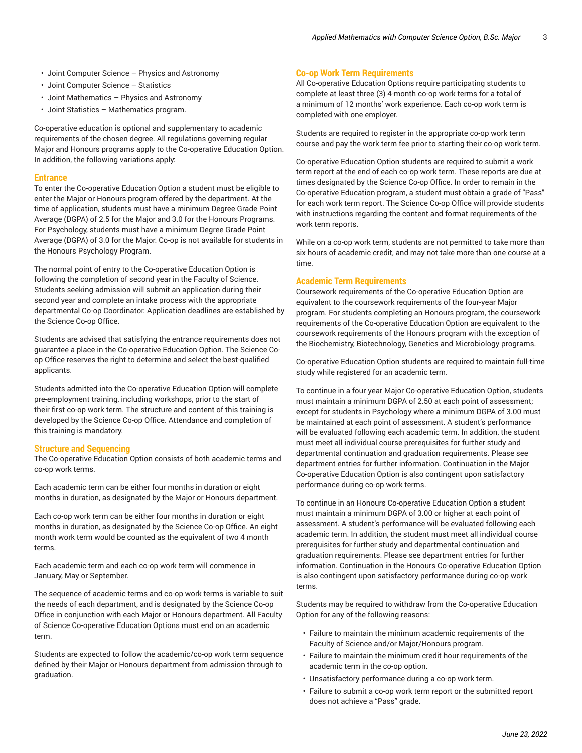- Joint Computer Science – Physics and Astronomy
- Joint Computer Science – Statistics
- Joint Mathematics – Physics and Astronomy
- Joint Statistics – Mathematics program.

Co-operative education is optional and supplementary to academic requirements of the chosen degree. All regulations governing regular Major and Honours programs apply to the Co-operative Education Option. In addition, the following variations apply:

### Entrance

To enter the Co-operative Education Option a student must be eligible to enter the Major or Honours program offered by the department. At the time of application, students must have a minimum Degree Grade Point Average (DGPA) of 2.5 for the Major and 3.0 for the Honours Programs. For Psychology, students must have a minimum Degree Grade Point Average (DGPA) of 3.0 for the Major. Co-op is not available for students in the Honours Psychology Program.

The normal point of entry to the Co-operative Education Option is following the completion of second year in the Faculty of Science. Students seeking admission will submit an application during their second year and complete an intake process with the appropriate departmental Co-op Coordinator. Application deadlines are established by the Science Co-op Office.

Students are advised that satisfying the entrance requirements does not guarantee a place in the Co-operative Education Option. The Science Co-op Office reserves the right to determine and select the best-qualified applicants.

Students admitted into the Co-operative Education Option will complete pre-employment training, including workshops, prior to the start of their first co-op work term. The structure and content of this training is developed by the Science Co-op Office. Attendance and completion of this training is mandatory.

### Structure and Sequencing

The Co-operative Education Option consists of both academic terms and co-op work terms.

Each academic term can be either four months in duration or eight months in duration, as designated by the Major or Honours department.

Each co-op work term can be either four months in duration or eight months in duration, as designated by the Science Co-op Office. An eight month work term would be counted as the equivalent of two 4 month terms.

Each academic term and each co-op work term will commence in January, May or September.

The sequence of academic terms and co-op work terms is variable to suit the needs of each department, and is designated by the Science Co-op Office in conjunction with each Major or Honours department. All Faculty of Science Co-operative Education Options must end on an academic term.

Students are expected to follow the academic/co-op work term sequence defined by their Major or Honours department from admission through to graduation.

### Co-op Work Term Requirements

All Co-operative Education Options require participating students to complete at least three (3) 4-month co-op work terms for a total of a minimum of 12 months' work experience. Each co-op work term is completed with one employer.

Students are required to register in the appropriate co-op work term course and pay the work term fee prior to starting their co-op work term.

Co-operative Education Option students are required to submit a work term report at the end of each co-op work term. These reports are due at times designated by the Science Co-op Office. In order to remain in the Co-operative Education program, a student must obtain a grade of "Pass" for each work term report. The Science Co-op Office will provide students with instructions regarding the content and format requirements of the work term reports.

While on a co-op work term, students are not permitted to take more than six hours of academic credit, and may not take more than one course at a time.

### Academic Term Requirements

Coursework requirements of the Co-operative Education Option are equivalent to the coursework requirements of the four-year Major program. For students completing an Honours program, the coursework requirements of the Co-operative Education Option are equivalent to the coursework requirements of the Honours program with the exception of the Biochemistry, Biotechnology, Genetics and Microbiology programs.

Co-operative Education Option students are required to maintain full-time study while registered for an academic term.

To continue in a four year Major Co-operative Education Option, students must maintain a minimum DGPA of 2.50 at each point of assessment; except for students in Psychology where a minimum DGPA of 3.00 must be maintained at each point of assessment. A student's performance will be evaluated following each academic term. In addition, the student must meet all individual course prerequisites for further study and departmental continuation and graduation requirements. Please see department entries for further information. Continuation in the Major Co-operative Education Option is also contingent upon satisfactory performance during co-op work terms.

To continue in an Honours Co-operative Education Option a student must maintain a minimum DGPA of 3.00 or higher at each point of assessment. A student's performance will be evaluated following each academic term. In addition, the student must meet all individual course prerequisites for further study and departmental continuation and graduation requirements. Please see department entries for further information. Continuation in the Honours Co-operative Education Option is also contingent upon satisfactory performance during co-op work terms.

Students may be required to withdraw from the Co-operative Education Option for any of the following reasons:

- Failure to maintain the minimum academic requirements of the Faculty of Science and/or Major/Honours program.
- Failure to maintain the minimum credit hour requirements of the academic term in the co-op option.
- Unsatisfactory performance during a co-op work term.
- Failure to submit a co-op work term report or the submitted report does not achieve a "Pass" grade.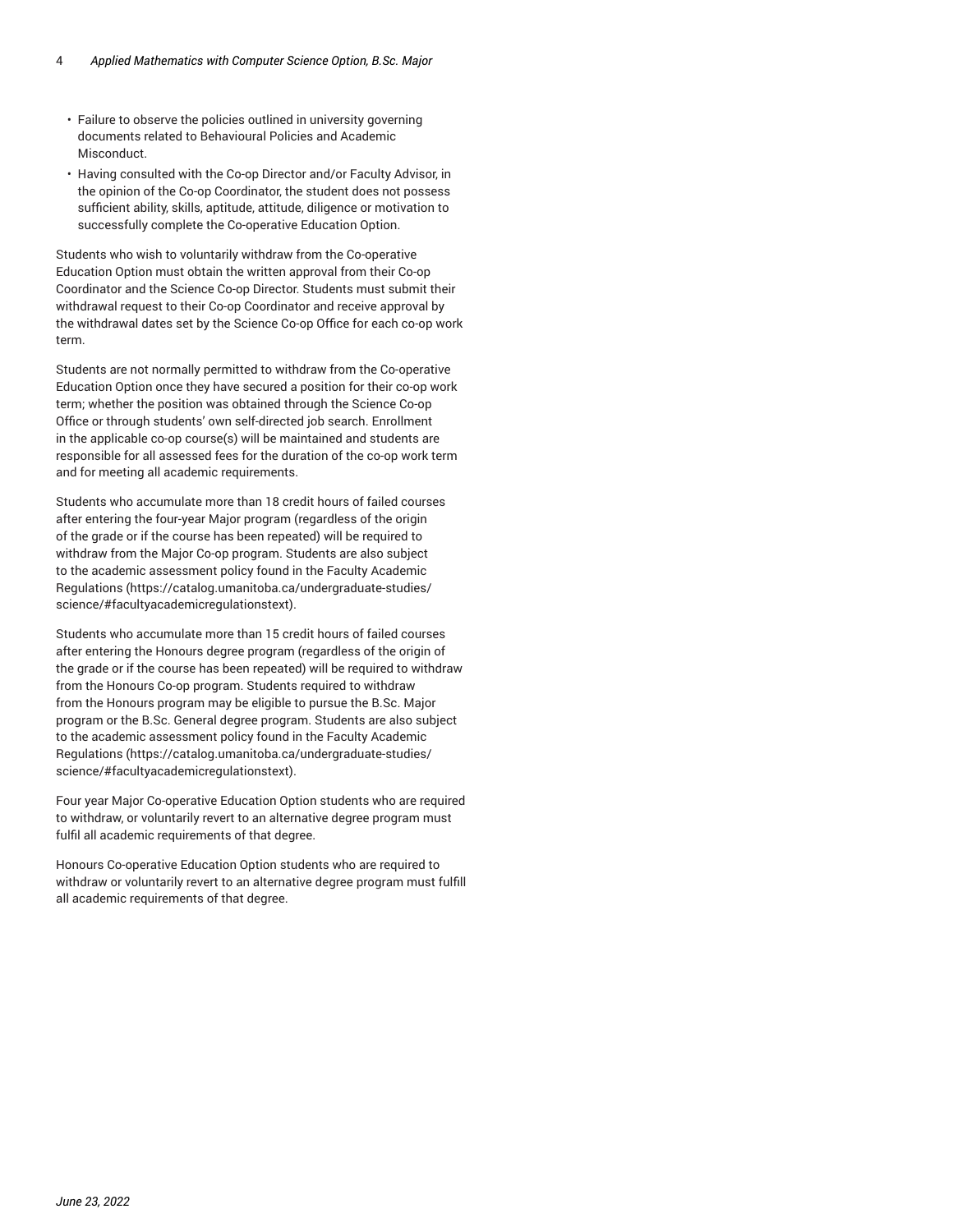- Failure to observe the policies outlined in university governing documents related to Behavioural Policies and Academic Misconduct.
- Having consulted with the Co-op Director and/or Faculty Advisor, in the opinion of the Co-op Coordinator, the student does not possess sufficient ability, skills, aptitude, attitude, diligence or motivation to successfully complete the Co-operative Education Option.

Students who wish to voluntarily withdraw from the Co-operative Education Option must obtain the written approval from their Co-op Coordinator and the Science Co-op Director. Students must submit their withdrawal request to their Co-op Coordinator and receive approval by the withdrawal dates set by the Science Co-op Office for each co-op work term.

Students are not normally permitted to withdraw from the Co-operative Education Option once they have secured a position for their co-op work term; whether the position was obtained through the Science Co-op Office or through students' own self-directed job search. Enrollment in the applicable co-op course(s) will be maintained and students are responsible for all assessed fees for the duration of the co-op work term and for meeting all academic requirements.

Students who accumulate more than 18 credit hours of failed courses after entering the four-year Major program (regardless of the origin of the grade or if the course has been repeated) will be required to withdraw from the Major Co-op program. Students are also subject to the academic assessment policy found in the Faculty Academic Regulations (https://catalog.umanitoba.ca/undergraduate-studies/science/#facultyacademicregulationstext).

Students who accumulate more than 15 credit hours of failed courses after entering the Honours degree program (regardless of the origin of the grade or if the course has been repeated) will be required to withdraw from the Honours Co-op program. Students required to withdraw from the Honours program may be eligible to pursue the B.Sc. Major program or the B.Sc. General degree program. Students are also subject to the academic assessment policy found in the Faculty Academic Regulations (https://catalog.umanitoba.ca/undergraduate-studies/science/#facultyacademicregulationstext).

Four year Major Co-operative Education Option students who are required to withdraw, or voluntarily revert to an alternative degree program must fulfil all academic requirements of that degree.

Honours Co-operative Education Option students who are required to withdraw or voluntarily revert to an alternative degree program must fulfill all academic requirements of that degree.